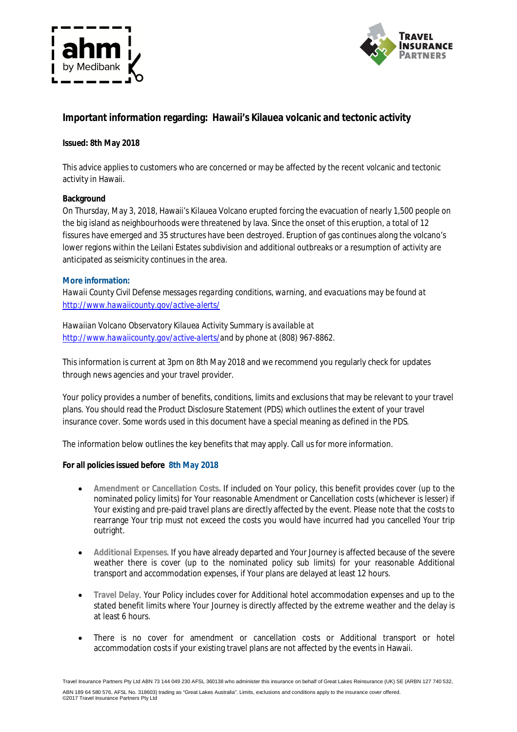## Important information regarding: Hawaii's Kilauea volcanic and tectonic activity

**Issued: 8th May 2018**

This advice applies to customers who are concerned or may be affected by the recent volcanic and tectonic activity in Hawaii.

**Background**

On Thursday, May 3, 2018, Hawaii's Kilauea Volcano erupted forcing the evacuation of nearly 1,500 people on the big island as neighbourhoods were threatened by lava. Since the onset of this eruption, a total of 12 fissures have emerged and 35 structures have been destroyed. Eruption of gas continues along the volcano's lower regions within the Leilani Estates subdivision and additional outbreaks or a resumption of activity are anticipated as seismicity continues in the area.

**More information:**

*Hawaii County Civil Defense messages regarding conditions, warning, and evacuations may be found at* [http://www.hawaiicounty.gov/active-alerts/](http://www.hawaiicounty.gov/active-alerts/)

*Hawaiian Volcano Observatory Kilauea Activity Summary is available at* [http://www.hawaiicounty.gov/active-alerts/](http://www.hawaiicounty.gov/active-alerts/) and by phone at (808) 967-8862.

This information is current at 3pm on 8th May 2018 and we recommend you regularly check for updates through news agencies and your travel provider.

Your policy provides a number of benefits, conditions, limits and exclusions that may be relevant to your travel plans. You should read the Product Disclosure Statement (PDS) which outlines the extent of your travel insurance cover. Some words used in this document have a special meaning as defined in the PDS.

The information below outlines the key benefits that may apply. Call us for more information.

**For all policies issued before 8th May 2018**

- **Amendment or Cancellation Costs.** If included on Your policy, this benefit provides cover (up to the nominated policy limits) for Your reasonable Amendment or Cancellation costs (whichever is lesser) if Your existing and pre-paid travel plans are directly affected by the event. Please note that the costs to rearrange Your trip must not exceed the costs you would have incurred had you cancelled Your trip outright.
- **Additional Expenses**. If you have already departed and Your Journey is affected because of the severe weather there is cover (up to the nominated policy sub limits) for your reasonable Additional transport and accommodation expenses, if Your plans are delayed at least 12 hours.
- **Travel Delay**. Your Policy includes cover for Additional hotel accommodation expenses and up to the stated benefit limits where Your Journey is directly affected by the extreme weather and the delay is at least 6 hours.
- There is no cover for amendment or cancellation costs or Additional transport or hotel accommodation costs if your existing travel plans are not affected by the events in Hawaii.

Travel Insurance Partners Pty Ltd ABN 73 144 049 230 AFSL 360138 who administer this insurance on behalf of Great Lakes Reinsurance (UK) SE (ARBN 127 740 532, ABN 189 64 580 576, AFSL No. 318603) trading as "Great Lakes Australia". Limits, exclusions and conditions apply to the insurance cover offered.
©2017 Travel Insurance Partners Pty Ltd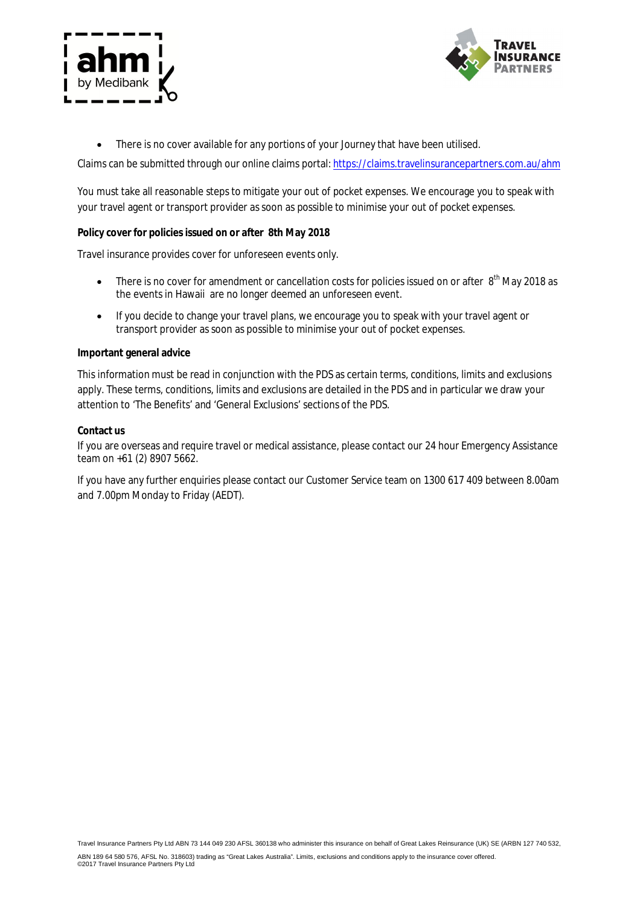- There is no cover available for any portions of your Journey that have been utilised.

Claims can be submitted through our online claims portal: https://claims.travelinsurancepartners.com.au/ahm

You must take all reasonable steps to mitigate your out of pocket expenses. We encourage you to speak with your travel agent or transport provider as soon as possible to minimise your out of pocket expenses.

**Policy cover for policies issued on or after 8th May 2018**

Travel insurance provides cover for unforeseen events only.

- There is no cover for amendment or cancellation costs for policies issued on or after 8th May 2018 as the events in Hawaii are no longer deemed an unforeseen event.
- If you decide to change your travel plans, we encourage you to speak with your travel agent or transport provider as soon as possible to minimise your out of pocket expenses.

**Important general advice**

This information must be read in conjunction with the PDS as certain terms, conditions, limits and exclusions apply. These terms, conditions, limits and exclusions are detailed in the PDS and in particular we draw your attention to 'The Benefits' and 'General Exclusions' sections of the PDS.

**Contact us**

If you are overseas and require travel or medical assistance, please contact our 24 hour Emergency Assistance team on +61 (2) 8907 5662.

If you have any further enquiries please contact our Customer Service team on 1300 617 409 between 8.00am and 7.00pm Monday to Friday (AEDT).

Travel Insurance Partners Pty Ltd ABN 73 144 049 230 AFSL 360138 who administer this insurance on behalf of Great Lakes Reinsurance (UK) SE (ARBN 127 740 532, ABN 189 64 580 576, AFSL No. 318603) trading as "Great Lakes Australia". Limits, exclusions and conditions apply to the insurance cover offered.
©2017 Travel Insurance Partners Pty Ltd